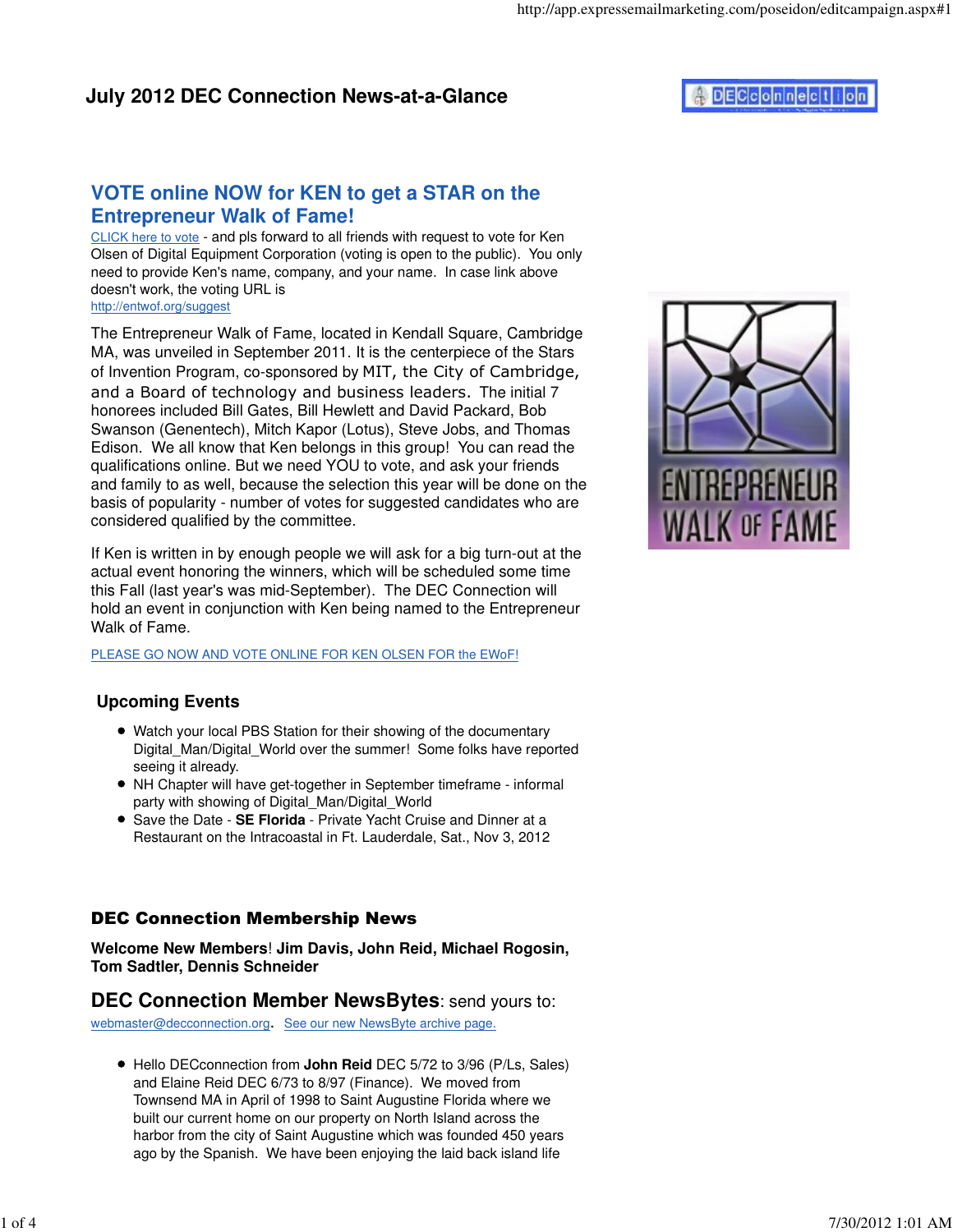# July 2012 DEC Connection News-at-a-Glance

## VOTE online NOW for KEN to get a STAR on the Entrepreneur Walk of Fame!

CLICK here to vote - and pls forward to all friends with request to vote for Ken Olsen of Digital Equipment Corporation (voting is open to the public). You only need to provide Ken's name, company, and your name. In case link above doesn't work, the voting URL is http://entwof.org/suggest

The Entrepreneur Walk of Fame, located in Kendall Square, Cambridge MA, was unveiled in September 2011. It is the centerpiece of the Stars of Invention Program, co-sponsored by MIT, the City of Cambridge, and a Board of technology and business leaders. The initial 7 honorees included Bill Gates, Bill Hewlett and David Packard, Bob Swanson (Genentech), Mitch Kapor (Lotus), Steve Jobs, and Thomas Edison. We all know that Ken belongs in this group! You can read the qualifications online. But we need YOU to vote, and ask your friends and family to as well, because the selection this year will be done on the basis of popularity - number of votes for suggested candidates who are considered qualified by the committee.

If Ken is written in by enough people we will ask for a big turn-out at the actual event honoring the winners, which will be scheduled some time this Fall (last year's was mid-September). The DEC Connection will hold an event in conjunction with Ken being named to the Entrepreneur Walk of Fame.

PLEASE GO NOW AND VOTE ONLINE FOR KEN OLSEN FOR the EWoF!

### Upcoming Events

- Watch your local PBS Station for their showing of the documentary Digital_Man/Digital_World over the summer! Some folks have reported seeing it already.
- NH Chapter will have get-together in September timeframe - informal party with showing of Digital_Man/Digital_World
- Save the Date - **SE Florida** - Private Yacht Cruise and Dinner at a Restaurant on the Intracoastal in Ft. Lauderdale, Sat., Nov 3, 2012

## DEC Connection Membership News

**Welcome New Members**! **Jim Davis, John Reid, Michael Rogosin, Tom Sadtler, Dennis Schneider**

### DEC Connection Member NewsBytes: send yours to:

webmaster@decconnection.org. See our new NewsByte archive page.

- Hello DECconnection from **John Reid** DEC 5/72 to 3/96 (P/Ls, Sales) and Elaine Reid DEC 6/73 to 8/97 (Finance). We moved from Townsend MA in April of 1998 to Saint Augustine Florida where we built our current home on our property on North Island across the harbor from the city of Saint Augustine which was founded 450 years ago by the Spanish. We have been enjoying the laid back island life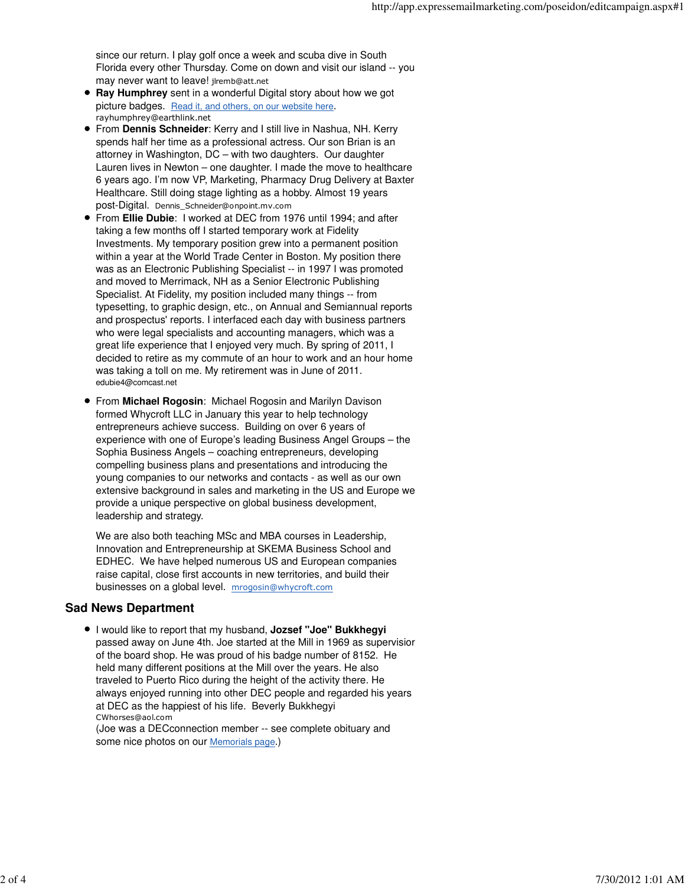since our return. I play golf once a week and scuba dive in South Florida every other Thursday. Come on down and visit our island -- you may never want to leave! jlremb@att.net

- **Ray Humphrey** sent in a wonderful Digital story about how we got picture badges. [Read it, and others, on our website here](). rayhumphrey@earthlink.net
- From **Dennis Schneider**: Kerry and I still live in Nashua, NH. Kerry spends half her time as a professional actress. Our son Brian is an attorney in Washington, DC – with two daughters. Our daughter Lauren lives in Newton – one daughter. I made the move to healthcare 6 years ago. I'm now VP, Marketing, Pharmacy Drug Delivery at Baxter Healthcare. Still doing stage lighting as a hobby. Almost 19 years post-Digital. Dennis_Schneider@onpoint.mv.com
- From **Ellie Dubie**: I worked at DEC from 1976 until 1994; and after taking a few months off I started temporary work at Fidelity Investments. My temporary position grew into a permanent position within a year at the World Trade Center in Boston. My position there was as an Electronic Publishing Specialist -- in 1997 I was promoted and moved to Merrimack, NH as a Senior Electronic Publishing Specialist. At Fidelity, my position included many things -- from typesetting, to graphic design, etc., on Annual and Semiannual reports and prospectus' reports. I interfaced each day with business partners who were legal specialists and accounting managers, which was a great life experience that I enjoyed very much. By spring of 2011, I decided to retire as my commute of an hour to work and an hour home was taking a toll on me. My retirement was in June of 2011. edubie4@comcast.net
- From **Michael Rogosin**: Michael Rogosin and Marilyn Davison formed Whycroft LLC in January this year to help technology entrepreneurs achieve success. Building on over 6 years of experience with one of Europe's leading Business Angel Groups – the Sophia Business Angels – coaching entrepreneurs, developing compelling business plans and presentations and introducing the young companies to our networks and contacts - as well as our own extensive background in sales and marketing in the US and Europe we provide a unique perspective on global business development, leadership and strategy.

  We are also both teaching MSc and MBA courses in Leadership, Innovation and Entrepreneurship at SKEMA Business School and EDHEC. We have helped numerous US and European companies raise capital, close first accounts in new territories, and build their businesses on a global level. mrogosin@whycroft.com

## Sad News Department

- I would like to report that my husband, **Jozsef "Joe" Bukkhegyi** passed away on June 4th. Joe started at the Mill in 1969 as supervisior of the board shop. He was proud of his badge number of 8152. He held many different positions at the Mill over the years. He also traveled to Puerto Rico during the height of the activity there. He always enjoyed running into other DEC people and regarded his years at DEC as the happiest of his life. Beverly Bukkhegyi CWhorses@aol.com
  (Joe was a DECconnection member -- see complete obituary and some nice photos on our [Memorials page]().)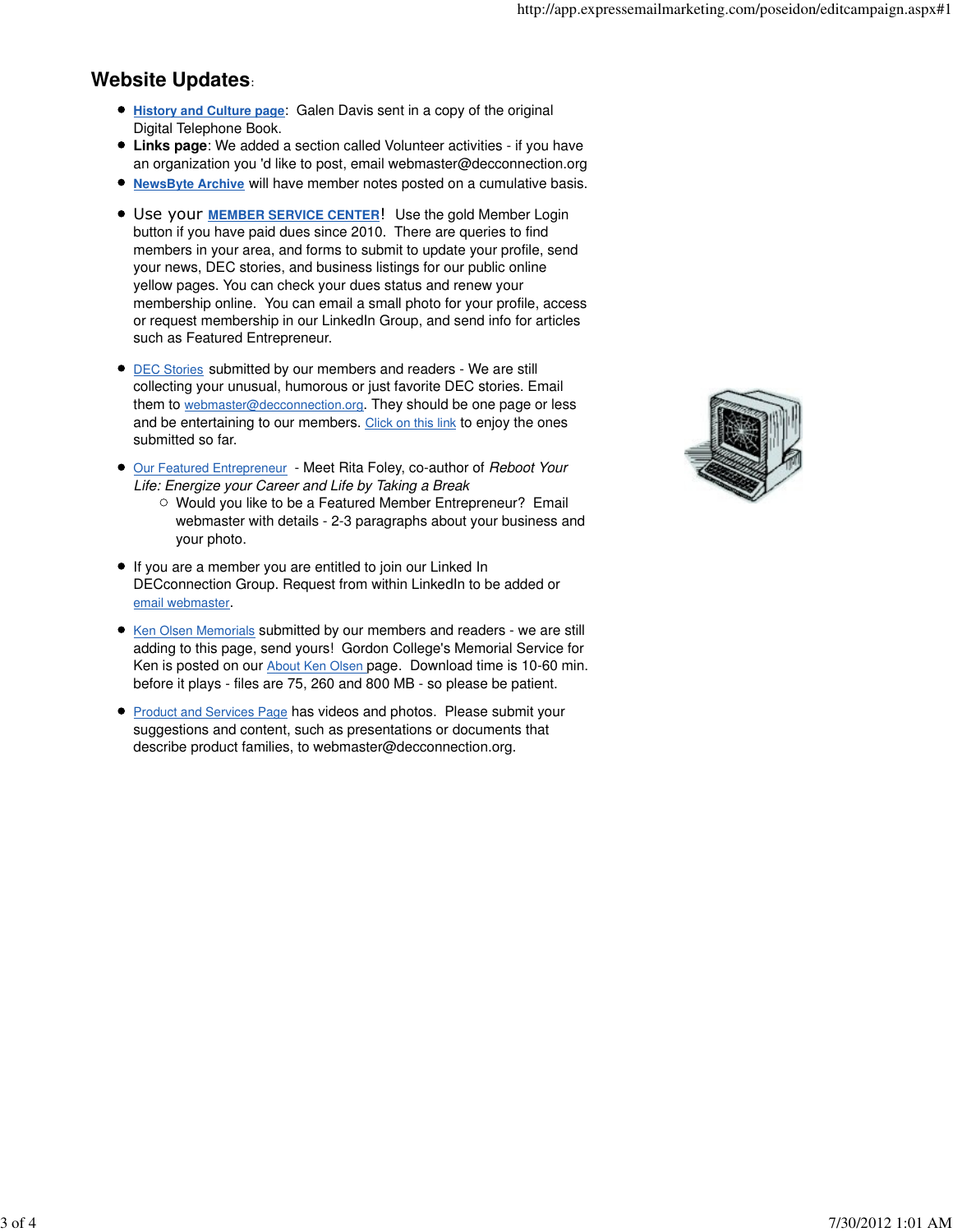## Website Updates:

- **History and Culture page**: Galen Davis sent in a copy of the original Digital Telephone Book.
- **Links page**: We added a section called Volunteer activities - if you have an organization you 'd like to post, email webmaster@decconnection.org
- **NewsByte Archive** will have member notes posted on a cumulative basis.
- Use your **MEMBER SERVICE CENTER**! Use the gold Member Login button if you have paid dues since 2010. There are queries to find members in your area, and forms to submit to update your profile, send your news, DEC stories, and business listings for our public online yellow pages. You can check your dues status and renew your membership online. You can email a small photo for your profile, access or request membership in our LinkedIn Group, and send info for articles such as Featured Entrepreneur.
- DEC Stories submitted by our members and readers - We are still collecting your unusual, humorous or just favorite DEC stories. Email them to webmaster@decconnection.org. They should be one page or less and be entertaining to our members. Click on this link to enjoy the ones submitted so far.
- Our Featured Entrepreneur - Meet Rita Foley, co-author of *Reboot Your Life: Energize your Career and Life by Taking a Break*
  - Would you like to be a Featured Member Entrepreneur? Email webmaster with details - 2-3 paragraphs about your business and your photo.
- If you are a member you are entitled to join our Linked In DECconnection Group. Request from within LinkedIn to be added or email webmaster.
- Ken Olsen Memorials submitted by our members and readers - we are still adding to this page, send yours! Gordon College's Memorial Service for Ken is posted on our About Ken Olsen page. Download time is 10-60 min. before it plays - files are 75, 260 and 800 MB - so please be patient.
- Product and Services Page has videos and photos. Please submit your suggestions and content, such as presentations or documents that describe product families, to webmaster@decconnection.org.